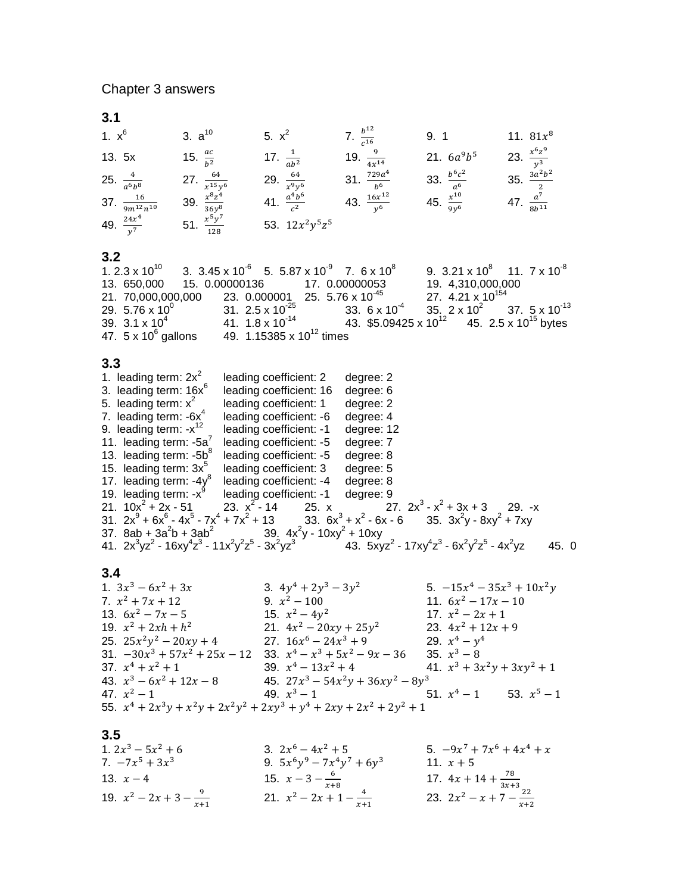Chapter 3 answers

### 3.1

1. $x^6$  3. $a^{10}$  5. $x^2$  7. $\frac{b^{12}}{c^{16}}$  9. 1  11. $81x^8$
13. $5x$  15. $\frac{ac}{b^2}$  17. $\frac{1}{ab^2}$  19. $\frac{9}{4x^{14}}$  21. $6a^9b^5$  23. $\frac{x^6z^9}{y^3}$
25. $\frac{4}{a^6b^8}$  27. $\frac{64}{x^{15}y^6}$  29. $\frac{64}{x^9y^6}$  31. $\frac{729a^4}{b^6}$  33. $\frac{b^6c^2}{a^6}$  35. $\frac{3a^2b^2}{2}$
37. $\frac{16}{9m^{12}n^{10}}$  39. $\frac{x^8z^4}{36y^8}$  41. $\frac{a^4b^6}{c^2}$  43. $\frac{16x^{12}}{y^6}$  45. $\frac{x^{10}}{9y^6}$  47. $\frac{a^7}{8b^{11}}$
49. $\frac{24x^4}{y^7}$  51. $\frac{x^5y^7}{128}$  53. $12x^2y^5z^5$

### 3.2

1. $2.3 \times 10^{10}$  3. $3.45 \times 10^{-6}$  5. $5.87 \times 10^{-9}$  7. $6 \times 10^8$  9. $3.21 \times 10^8$  11. $7 \times 10^{-8}$
13. 650,000  15. 0.00000136  17. 0.00000053  19. 4,310,000,000
21. 70,000,000,000  23. 0.000001  25. $5.76 \times 10^{-45}$  27. $4.21 \times 10^{154}$
29. $5.76 \times 10^0$  31. $2.5 \times 10^{-25}$  33. $6 \times 10^{-4}$  35. $2 \times 10^2$  37. $5 \times 10^{-13}$
39. $3.1 \times 10^4$  41. $1.8 \times 10^{-14}$  43. $\$5.09425 \times 10^{12}$  45. $2.5 \times 10^{15}$ bytes
47. $5 \times 10^6$ gallons  49. $1.15385 \times 10^{12}$ times

### 3.3

1. leading term: $2x^2$  leading coefficient: 2  degree: 2
3. leading term: $16x^6$  leading coefficient: 16  degree: 6
5. leading term: $x^2$  leading coefficient: 1  degree: 2
7. leading term: $-6x^4$  leading coefficient: -6  degree: 4
9. leading term: $-x^{12}$  leading coefficient: -1  degree: 12
11. leading term: $-5a^7$  leading coefficient: -5  degree: 7
13. leading term: $-5b^8$  leading coefficient: -5  degree: 8
15. leading term: $3x^5$  leading coefficient: 3  degree: 5
17. leading term: $-4y^8$  leading coefficient: -4  degree: 8
19. leading term: $-x^9$  leading coefficient: -1  degree: 9
21. $10x^2 + 2x - 51$  23. $x^2 - 14$  25. $x$  27. $2x^3 - x^2 + 3x + 3$  29. $-x$
31. $2x^9 + 6x^6 - 4x^5 - 7x^4 + 7x^2 + 13$  33. $6x^3 + x^2 - 6x - 6$  35. $3x^2y - 8xy^2 + 7xy$
37. $8ab + 3a^2b + 3ab^2$  39. $4x^2y - 10xy^2 + 10xy$
41. $2x^3yz^2 - 16xy^4z^3 - 11x^2y^2z^5 - 3x^2yz^3$  43. $5xyz^2 - 17xy^4z^3 - 6x^2y^2z^5 - 4x^2yz$  45. 0

### 3.4

1. $3x^3 - 6x^2 + 3x$  3. $4y^4 + 2y^3 - 3y^2$  5. $-15x^4 - 35x^3 + 10x^2y$
7. $x^2 + 7x + 12$  9. $x^2 - 100$  11. $6x^2 - 17x - 10$
13. $6x^2 - 7x - 5$  15. $x^2 - 4y^2$  17. $x^2 - 2x + 1$
19. $x^2 + 2xh + h^2$  21. $4x^2 - 20xy + 25y^2$  23. $4x^2 + 12x + 9$
25. $25x^2y^2 - 20xy + 4$  27. $16x^6 - 24x^3 + 9$  29. $x^4 - y^4$
31. $-30x^3 + 57x^2 + 25x - 12$  33. $x^4 - x^3 + 5x^2 - 9x - 36$  35. $x^3 - 8$
37. $x^4 + x^2 + 1$  39. $x^4 - 13x^2 + 4$  41. $x^3 + 3x^2y + 3xy^2 + 1$
43. $x^3 - 6x^2 + 12x - 8$  45. $27x^3 - 54x^2y + 36xy^2 - 8y^3$
47. $x^2 - 1$  49. $x^3 - 1$  51. $x^4 - 1$  53. $x^5 - 1$
55. $x^4 + 2x^3y + x^2y + 2x^2y^2 + 2xy^3 + y^4 + 2xy + 2x^2 + 2y^2 + 1$

### 3.5

1. $2x^3 - 5x^2 + 6$  3. $2x^6 - 4x^2 + 5$  5. $-9x^7 + 7x^6 + 4x^4 + x$
7. $-7x^5 + 3x^3$  9. $5x^6y^9 - 7x^4y^7 + 6y^3$  11. $x + 5$
13. $x - 4$  15. $x - 3 - \frac{6}{x+8}$  17. $4x + 14 + \frac{78}{3x+3}$
19. $x^2 - 2x + 3 - \frac{9}{x+1}$  21. $x^2 - 2x + 1 - \frac{4}{x+1}$  23. $2x^2 - x + 7 - \frac{22}{x+2}$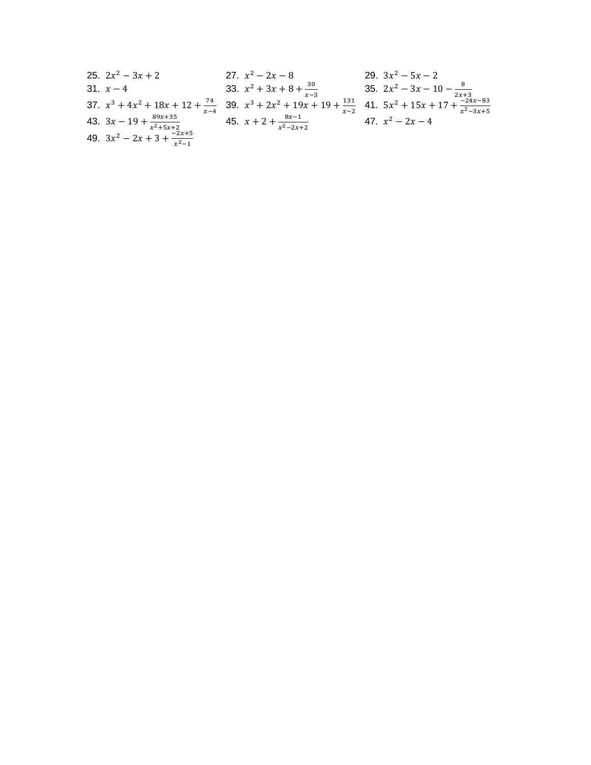25. $2x^2 - 3x + 2$

27. $x^2 - 2x - 8$

29. $3x^2 - 5x - 2$

31. $x - 4$

33. $x^2 + 3x + 8 + \frac{30}{x-3}$

35. $2x^2 - 3x - 10 - \frac{8}{2x+3}$

37. $x^3 + 4x^2 + 18x + 12 + \frac{74}{x-4}$

39. $x^3 + 2x^2 + 19x + 19 + \frac{131}{x-2}$

41. $5x^2 + 15x + 17 + \frac{-24x-83}{x^2-3x+5}$

43. $3x - 19 + \frac{89x+35}{x^2+5x+2}$

45. $x + 2 + \frac{8x-1}{x^2-2x+2}$

47. $x^2 - 2x - 4$

49. $3x^2 - 2x + 3 + \frac{-2x+5}{x^2-1}$